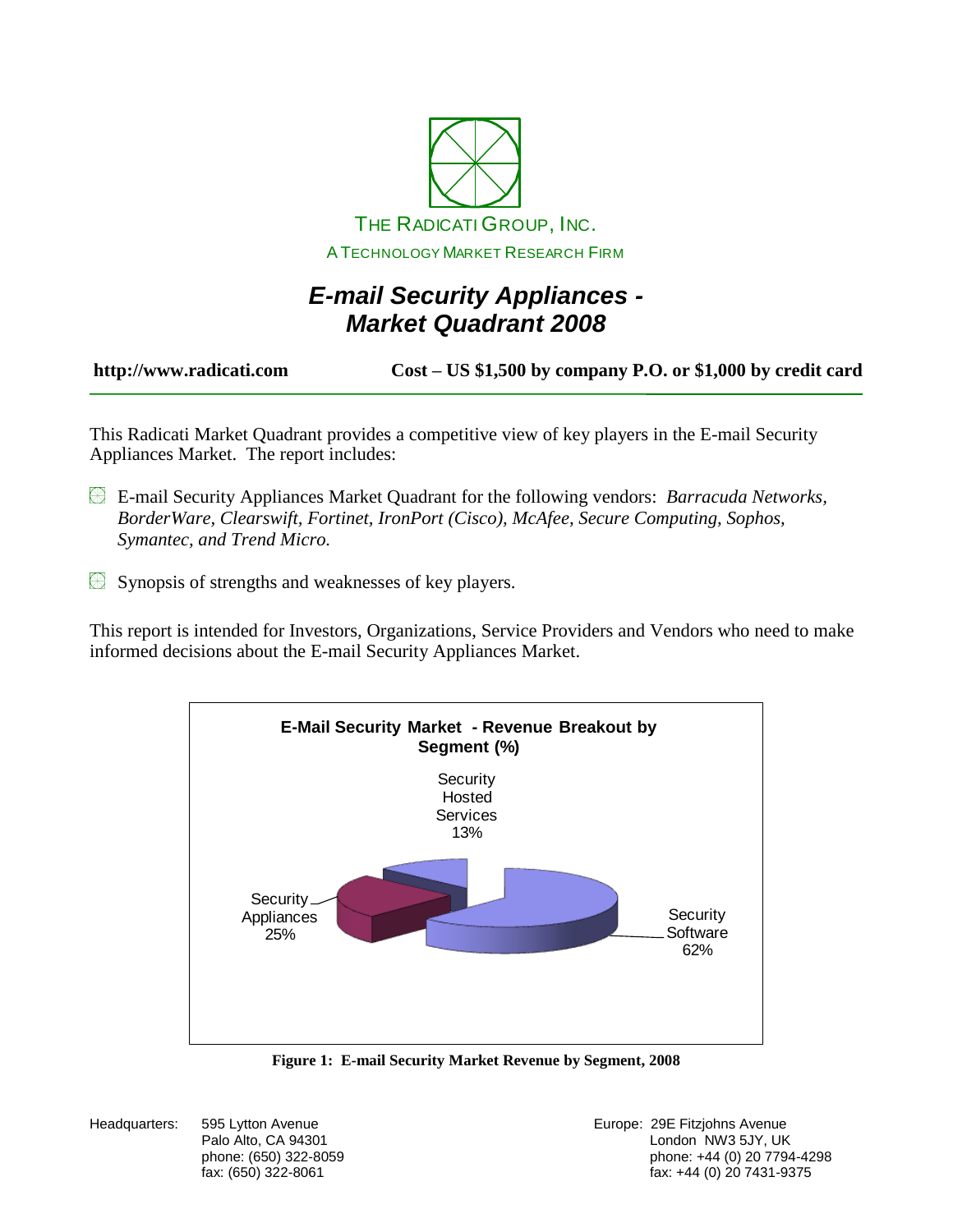THE RADICATI GROUP, INC.

A TECHNOLOGY MARKET RESEARCH FIRM

# *E-mail Security Appliances - Market Quadrant 2008*

**http://www.radicati.com** **Cost – US $1,500 by company P.O. or $1,000 by credit card**

This Radicati Market Quadrant provides a competitive view of key players in the E-mail Security Appliances Market. The report includes:

- E-mail Security Appliances Market Quadrant for the following vendors: *Barracuda Networks, BorderWare, Clearswift, Fortinet, IronPort (Cisco), McAfee, Secure Computing, Sophos, Symantec, and Trend Micro.*
- Synopsis of strengths and weaknesses of key players.

This report is intended for Investors, Organizations, Service Providers and Vendors who need to make informed decisions about the E-mail Security Appliances Market.

**E-Mail Security Market - Revenue Breakout by Segment (%)**

| Segment | % |
|---|---|
| Security Software | 62% |
| Security Appliances | 25% |
| Security Hosted Services | 13% |

**Figure 1: E-mail Security Market Revenue by Segment, 2008**

Headquarters: 595 Lytton Avenue
Palo Alto, CA 94301
phone: (650) 322-8059
fax: (650) 322-8061

Europe: 29E Fitzjohns Avenue
London NW3 5JY, UK
phone: +44 (0) 20 7794-4298
fax: +44 (0) 20 7431-9375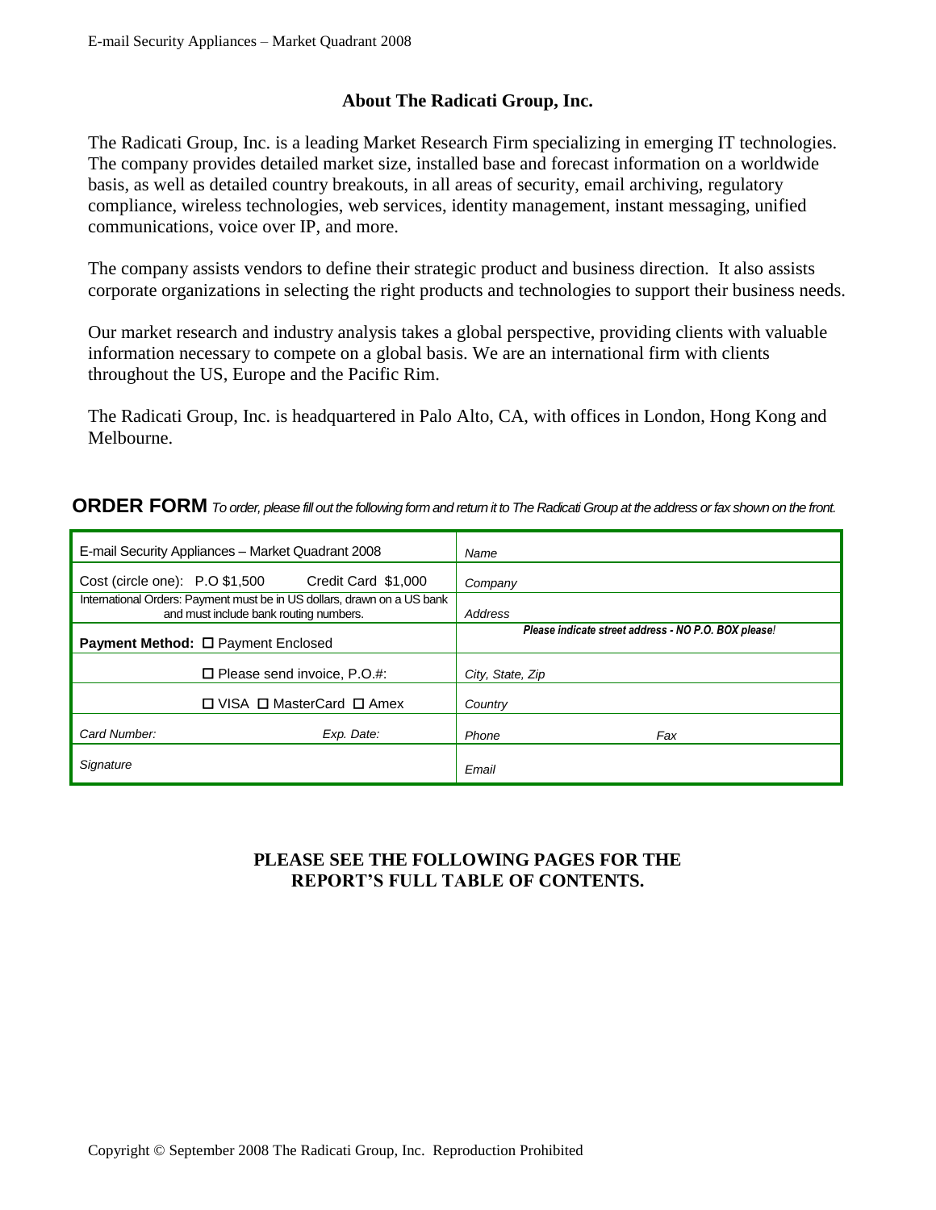## About The Radicati Group, Inc.

The Radicati Group, Inc. is a leading Market Research Firm specializing in emerging IT technologies. The company provides detailed market size, installed base and forecast information on a worldwide basis, as well as detailed country breakouts, in all areas of security, email archiving, regulatory compliance, wireless technologies, web services, identity management, instant messaging, unified communications, voice over IP, and more.

The company assists vendors to define their strategic product and business direction. It also assists corporate organizations in selecting the right products and technologies to support their business needs.

Our market research and industry analysis takes a global perspective, providing clients with valuable information necessary to compete on a global basis. We are an international firm with clients throughout the US, Europe and the Pacific Rim.

The Radicati Group, Inc. is headquartered in Palo Alto, CA, with offices in London, Hong Kong and Melbourne.

**ORDER FORM** *To order, please fill out the following form and return it to The Radicati Group at the address or fax shown on the front.*

| | |
|---|---|
| E-mail Security Appliances – Market Quadrant 2008 | *Name* |
| Cost (circle one): P.O $1,500 Credit Card $1,000 | *Company* |
| International Orders: Payment must be in US dollars, drawn on a US bank and must include bank routing numbers. | *Address* |
| **Payment Method:** ☐ Payment Enclosed | ***Please indicate street address - NO P.O. BOX please!*** |
| ☐ Please send invoice, P.O.#: | *City, State, Zip* |
| ☐ VISA ☐ MasterCard ☐ Amex | *Country* |
| *Card Number:* *Exp. Date:* | *Phone* *Fax* |
| *Signature* | *Email* |

**PLEASE SEE THE FOLLOWING PAGES FOR THE REPORT'S FULL TABLE OF CONTENTS.**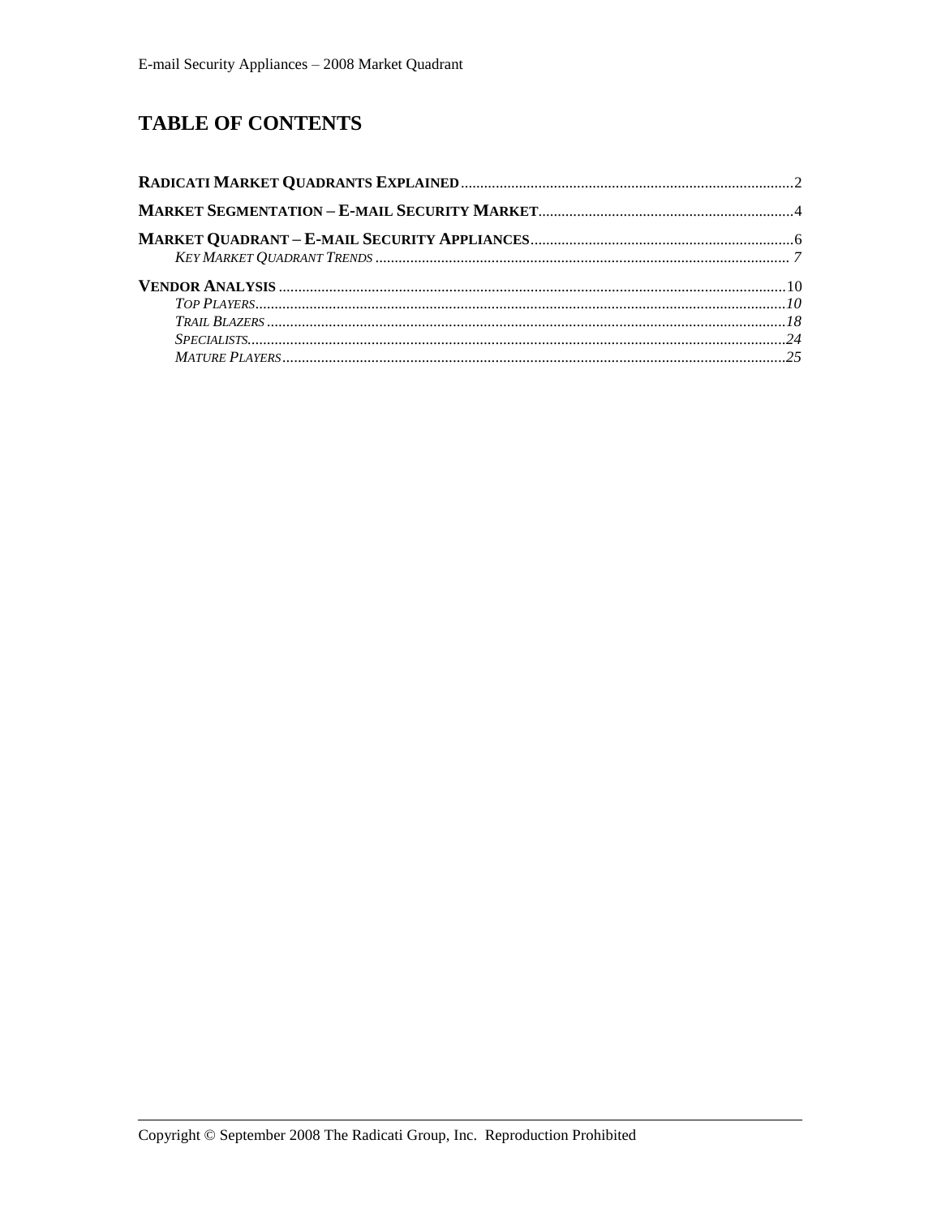# TABLE OF CONTENTS

**RADICATI MARKET QUADRANTS EXPLAINED** .......... 2

**MARKET SEGMENTATION – E-MAIL SECURITY MARKET** .......... 4

**MARKET QUADRANT – E-MAIL SECURITY APPLIANCES** .......... 6

- *KEY MARKET QUADRANT TRENDS* .......... 7

**VENDOR ANALYSIS** .......... 10

- *TOP PLAYERS* .......... 10
- *TRAIL BLAZERS* .......... 18
- *SPECIALISTS* .......... 24
- *MATURE PLAYERS* .......... 25